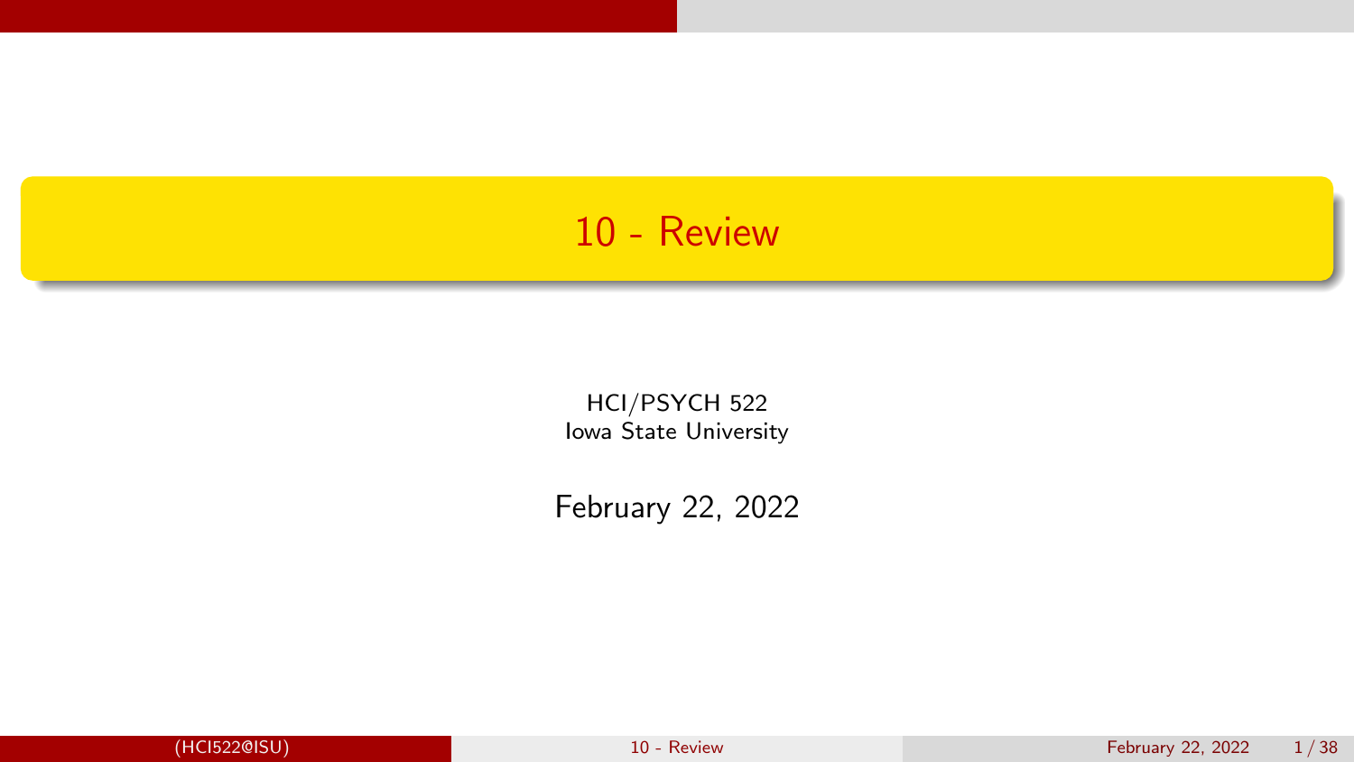# 10 - Review

HCI/PSYCH 522
Iowa State University

February 22, 2022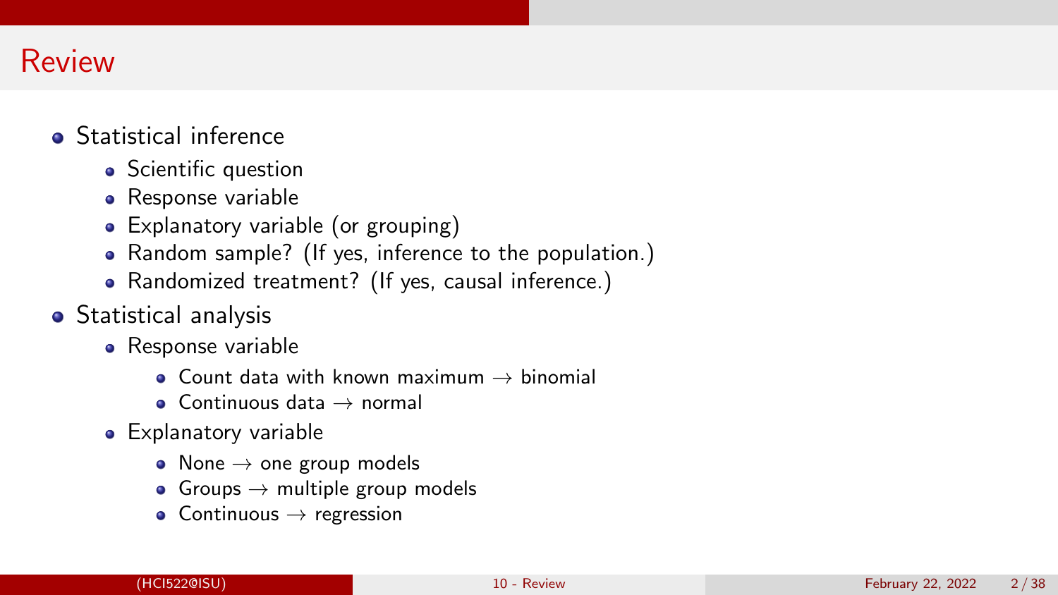# Review

- Statistical inference
  - Scientific question
  - Response variable
  - Explanatory variable (or grouping)
  - Random sample? (If yes, inference to the population.)
  - Randomized treatment? (If yes, causal inference.)
- Statistical analysis
  - Response variable
    - Count data with known maximum $\rightarrow$ binomial
    - Continuous data $\rightarrow$ normal
  - Explanatory variable
    - None $\rightarrow$ one group models
    - Groups $\rightarrow$ multiple group models
    - Continuous $\rightarrow$ regression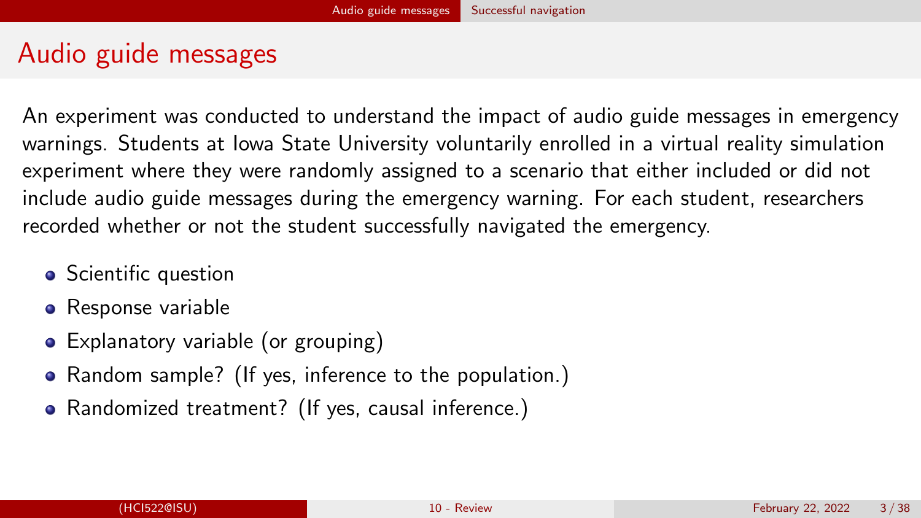# Audio guide messages

An experiment was conducted to understand the impact of audio guide messages in emergency warnings. Students at Iowa State University voluntarily enrolled in a virtual reality simulation experiment where they were randomly assigned to a scenario that either included or did not include audio guide messages during the emergency warning. For each student, researchers recorded whether or not the student successfully navigated the emergency.

- Scientific question
- Response variable
- Explanatory variable (or grouping)
- Random sample? (If yes, inference to the population.)
- Randomized treatment? (If yes, causal inference.)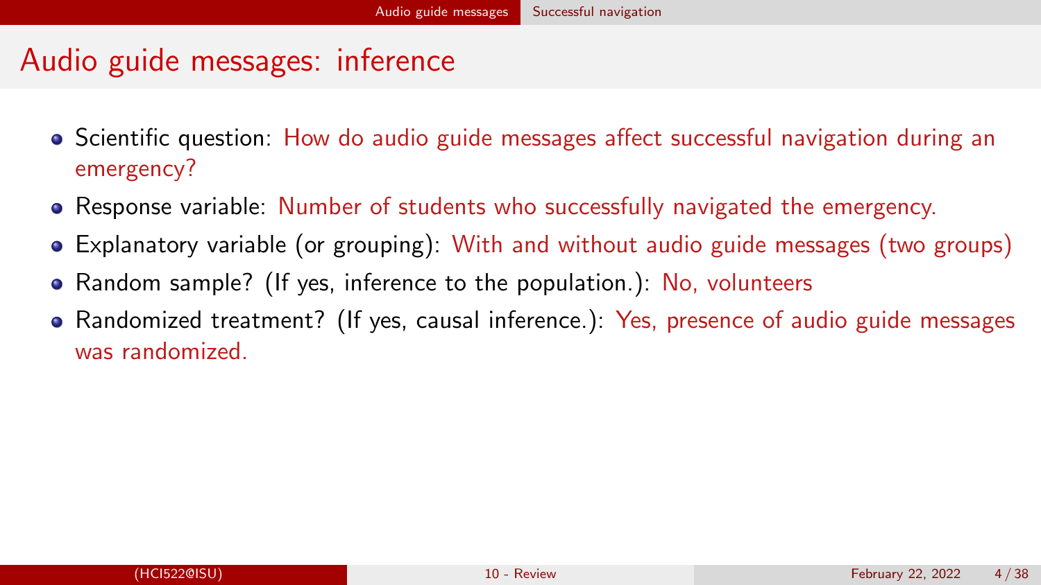# Audio guide messages: inference

- Scientific question: How do audio guide messages affect successful navigation during an emergency?
- Response variable: Number of students who successfully navigated the emergency.
- Explanatory variable (or grouping): With and without audio guide messages (two groups)
- Random sample? (If yes, inference to the population.): No, volunteers
- Randomized treatment? (If yes, causal inference.): Yes, presence of audio guide messages was randomized.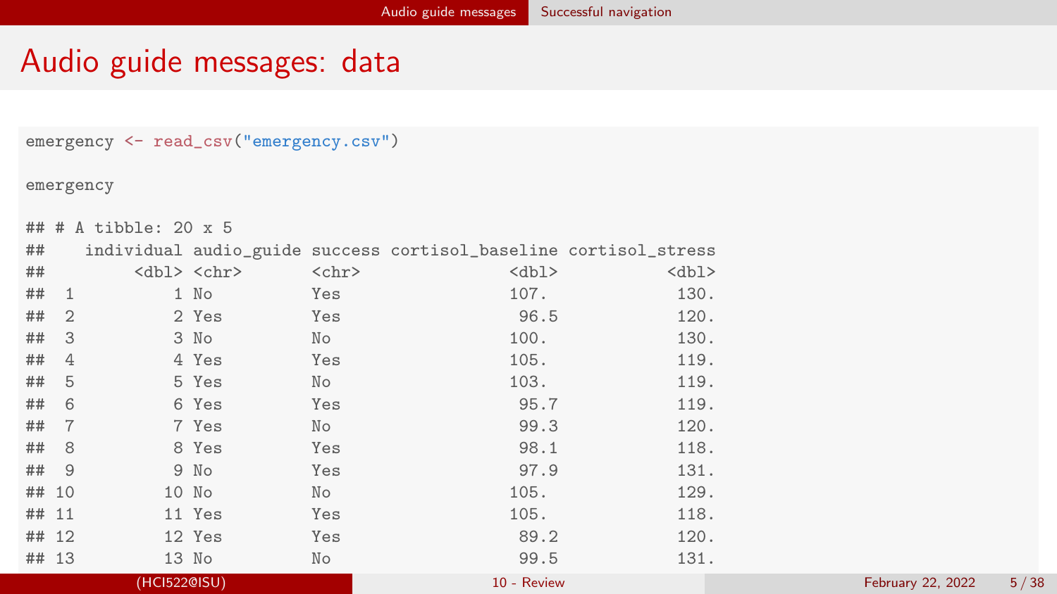# Audio guide messages: data

```r
emergency <- read_csv("emergency.csv")

emergency
```

```
## # A tibble: 20 x 5
##    individual audio_guide success cortisol_baseline cortisol_stress
##         <dbl> <chr>       <chr>               <dbl>           <dbl>
##  1          1 No          Yes                 107.             130.
##  2          2 Yes         Yes                  96.5            120.
##  3          3 No          No                  100.             130.
##  4          4 Yes         Yes                 105.             119.
##  5          5 Yes         No                  103.             119.
##  6          6 Yes         Yes                  95.7            119.
##  7          7 Yes         No                   99.3            120.
##  8          8 Yes         Yes                  98.1            118.
##  9          9 No          Yes                  97.9            131.
## 10         10 No          No                  105.             129.
## 11         11 Yes         Yes                 105.             118.
## 12         12 Yes         Yes                  89.2            120.
## 13         13 No          No                   99.5            131.
```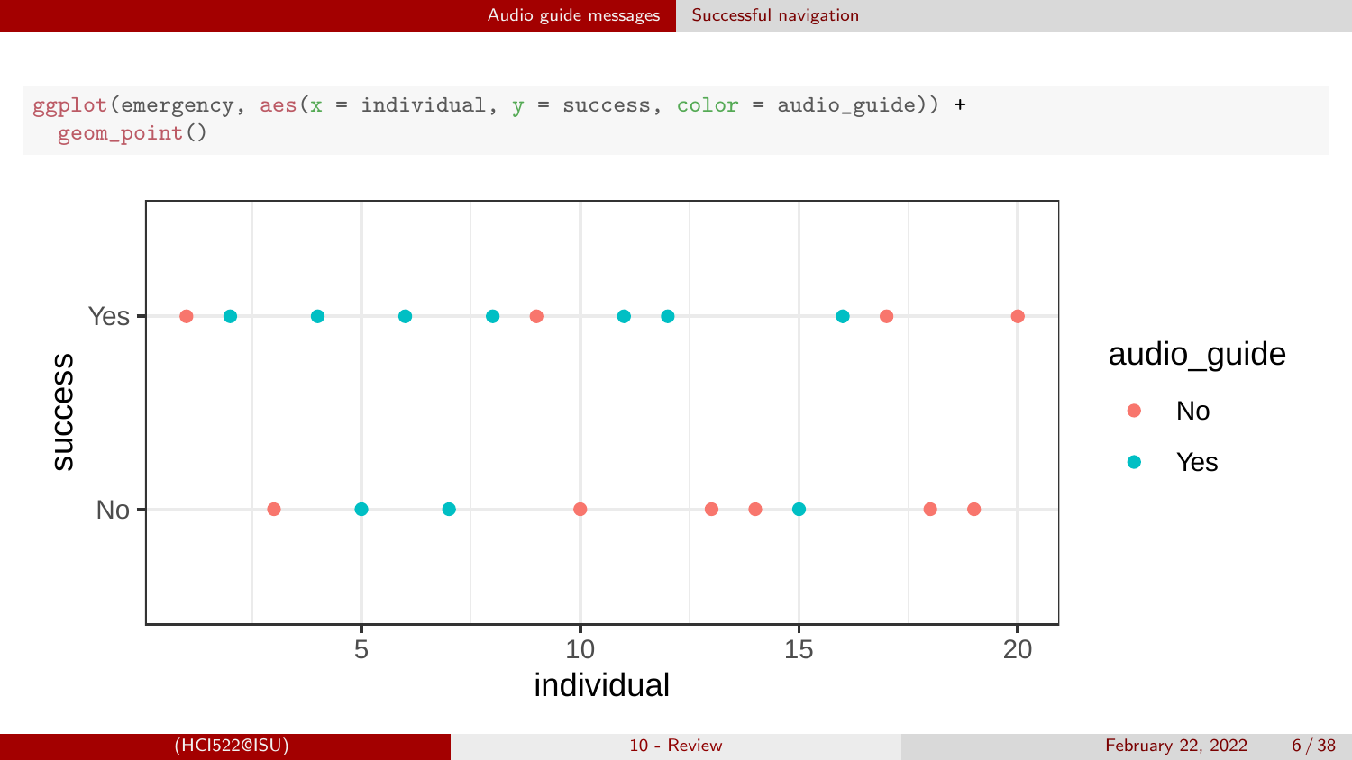```r
ggplot(emergency, aes(x = individual, y = success, color = audio_guide)) +
  geom_point()
```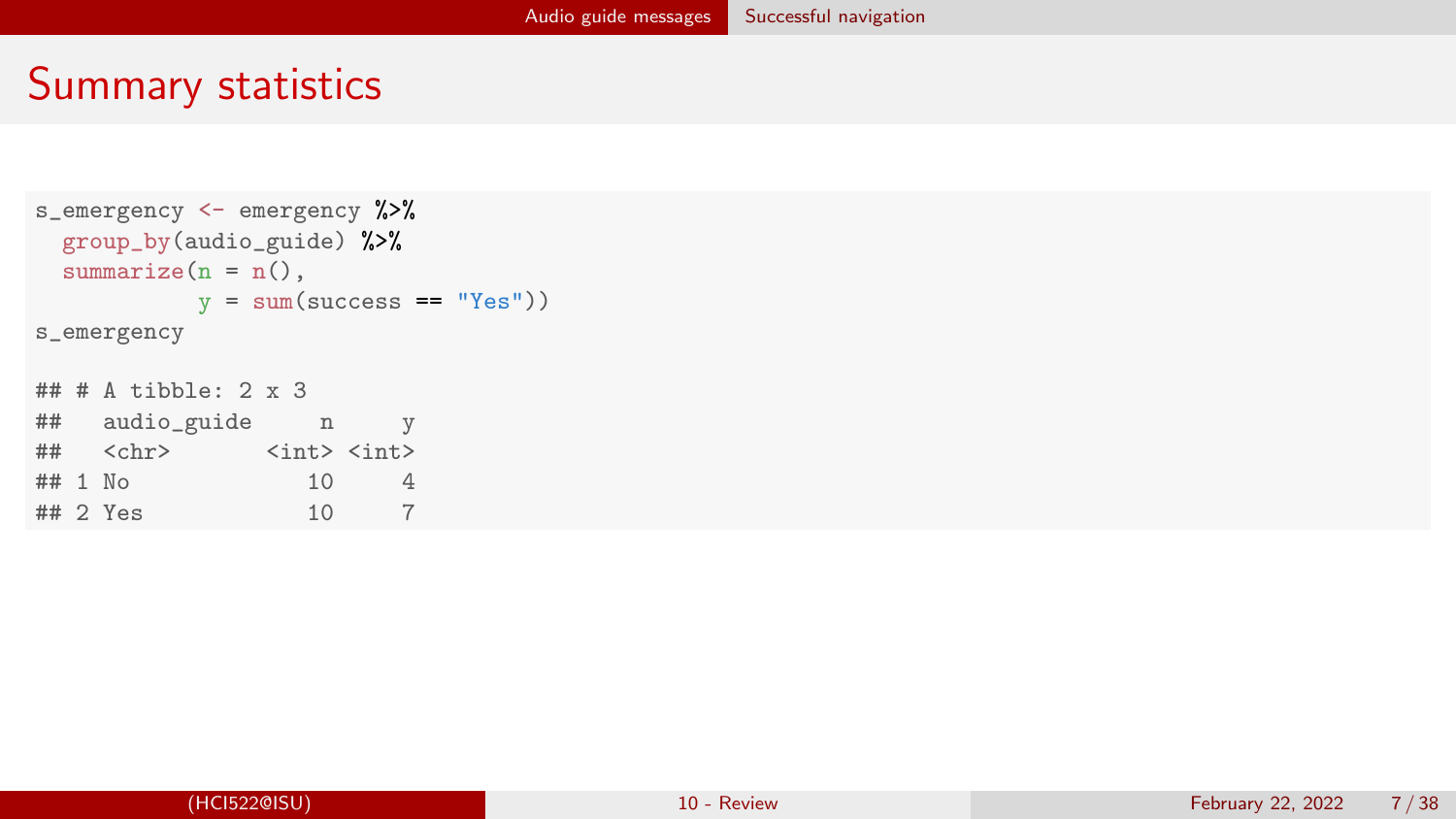# Summary statistics

```
s_emergency <- emergency %>%
  group_by(audio_guide) %>%
  summarize(n = n(),
            y = sum(success == "Yes"))
s_emergency

## # A tibble: 2 x 3
##   audio_guide     n     y
##   <chr>       <int> <int>
## 1 No             10     4
## 2 Yes            10     7
```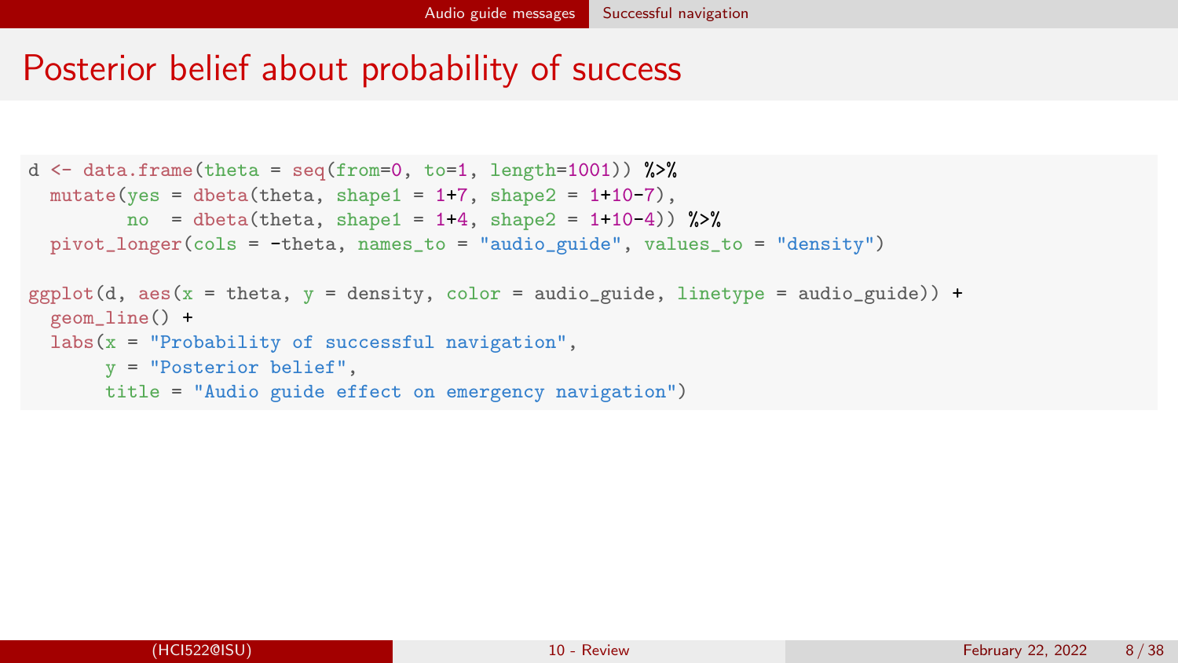# Posterior belief about probability of success

```
d <- data.frame(theta = seq(from=0, to=1, length=1001)) %>%
  mutate(yes = dbeta(theta, shape1 = 1+7, shape2 = 1+10-7),
         no  = dbeta(theta, shape1 = 1+4, shape2 = 1+10-4)) %>%
  pivot_longer(cols = -theta, names_to = "audio_guide", values_to = "density")

ggplot(d, aes(x = theta, y = density, color = audio_guide, linetype = audio_guide)) +
  geom_line() +
  labs(x = "Probability of successful navigation",
       y = "Posterior belief",
       title = "Audio guide effect on emergency navigation")
```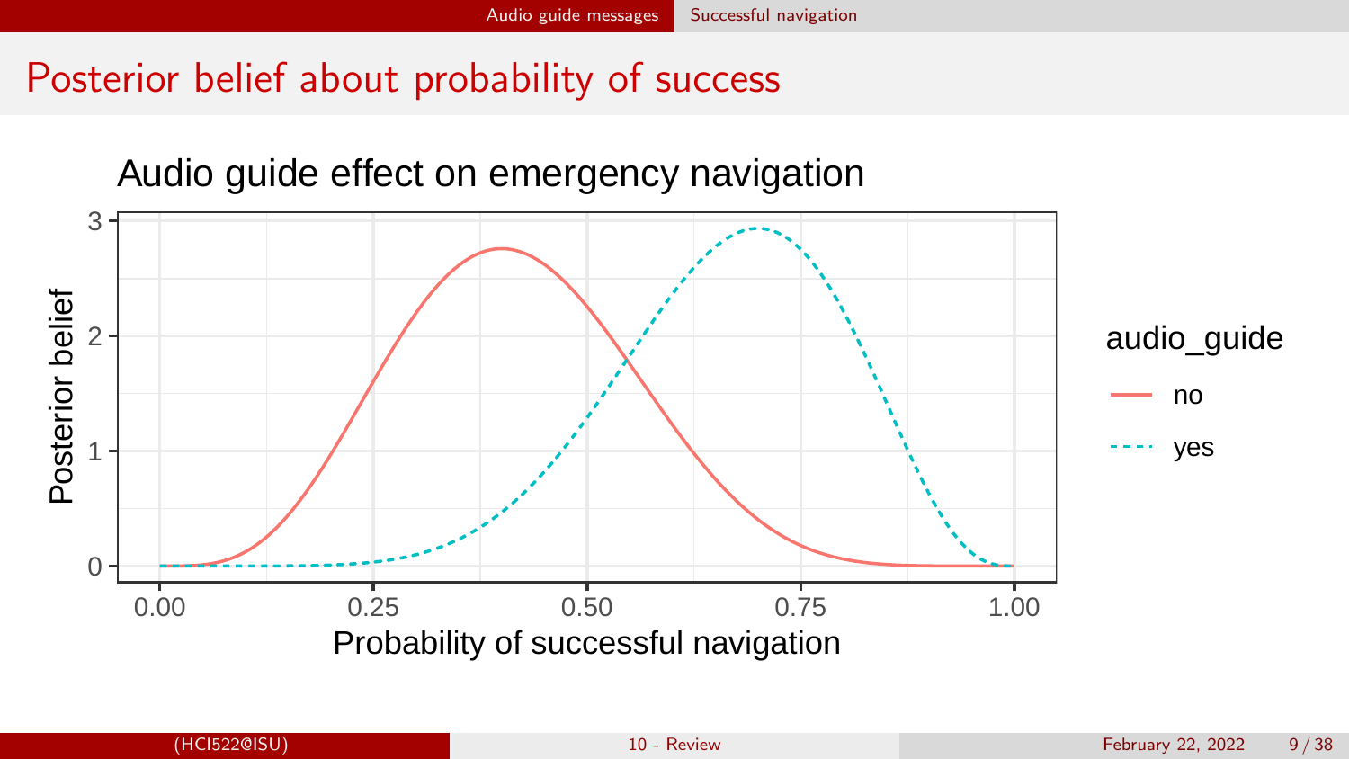# Posterior belief about probability of success

Audio guide effect on emergency navigation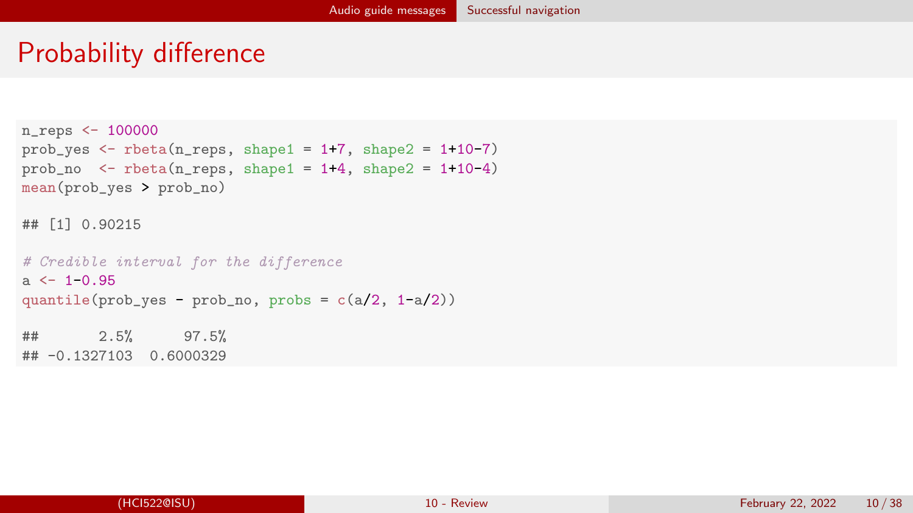# Probability difference

```
n_reps <- 100000
prob_yes <- rbeta(n_reps, shape1 = 1+7, shape2 = 1+10-7)
prob_no  <- rbeta(n_reps, shape1 = 1+4, shape2 = 1+10-4)
mean(prob_yes > prob_no)

## [1] 0.90215

# Credible interval for the difference
a <- 1-0.95
quantile(prob_yes - prob_no, probs = c(a/2, 1-a/2))

##       2.5%      97.5%
## -0.1327103  0.6000329
```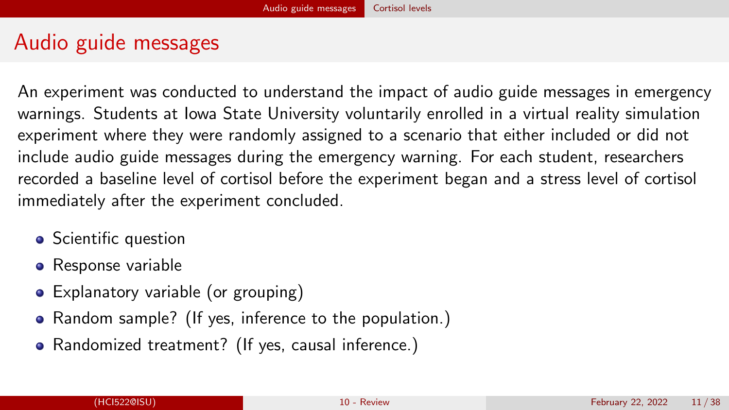# Audio guide messages

An experiment was conducted to understand the impact of audio guide messages in emergency warnings. Students at Iowa State University voluntarily enrolled in a virtual reality simulation experiment where they were randomly assigned to a scenario that either included or did not include audio guide messages during the emergency warning. For each student, researchers recorded a baseline level of cortisol before the experiment began and a stress level of cortisol immediately after the experiment concluded.

- Scientific question
- Response variable
- Explanatory variable (or grouping)
- Random sample? (If yes, inference to the population.)
- Randomized treatment? (If yes, causal inference.)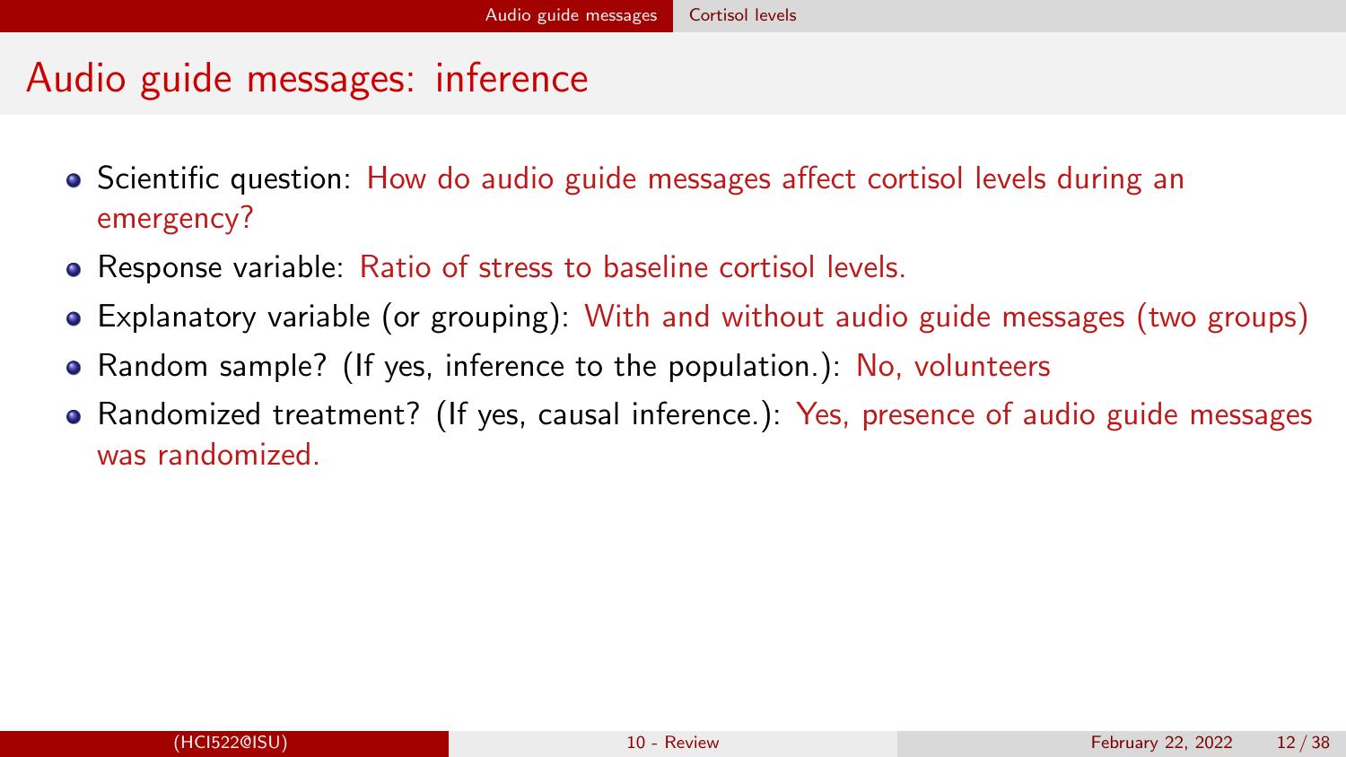# Audio guide messages: inference

- Scientific question: How do audio guide messages affect cortisol levels during an emergency?
- Response variable: Ratio of stress to baseline cortisol levels.
- Explanatory variable (or grouping): With and without audio guide messages (two groups)
- Random sample? (If yes, inference to the population.): No, volunteers
- Randomized treatment? (If yes, causal inference.): Yes, presence of audio guide messages was randomized.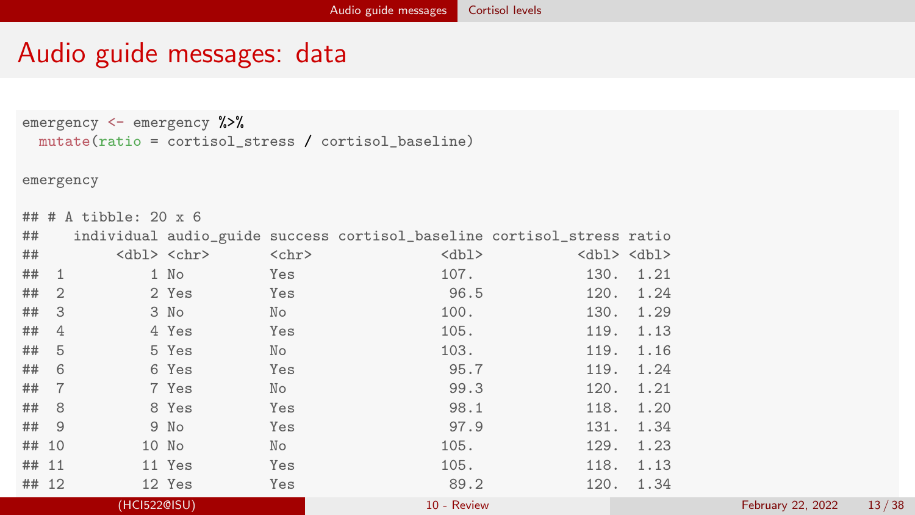# Audio guide messages: data

```
emergency <- emergency %>%
  mutate(ratio = cortisol_stress / cortisol_baseline)

emergency
```

```
## # A tibble: 20 x 6
##    individual audio_guide success cortisol_baseline cortisol_stress ratio
##         <dbl> <chr>       <chr>               <dbl>           <dbl> <dbl>
##  1          1 No          Yes                 107.             130.  1.21
##  2          2 Yes         Yes                  96.5            120.  1.24
##  3          3 No          No                  100.             130.  1.29
##  4          4 Yes         Yes                 105.             119.  1.13
##  5          5 Yes         No                  103.             119.  1.16
##  6          6 Yes         Yes                  95.7            119.  1.24
##  7          7 Yes         No                   99.3            120.  1.21
##  8          8 Yes         Yes                  98.1            118.  1.20
##  9          9 No          Yes                  97.9            131.  1.34
## 10         10 No          No                  105.             129.  1.23
## 11         11 Yes         Yes                 105.             118.  1.13
## 12         12 Yes         Yes                  89.2            120.  1.34
```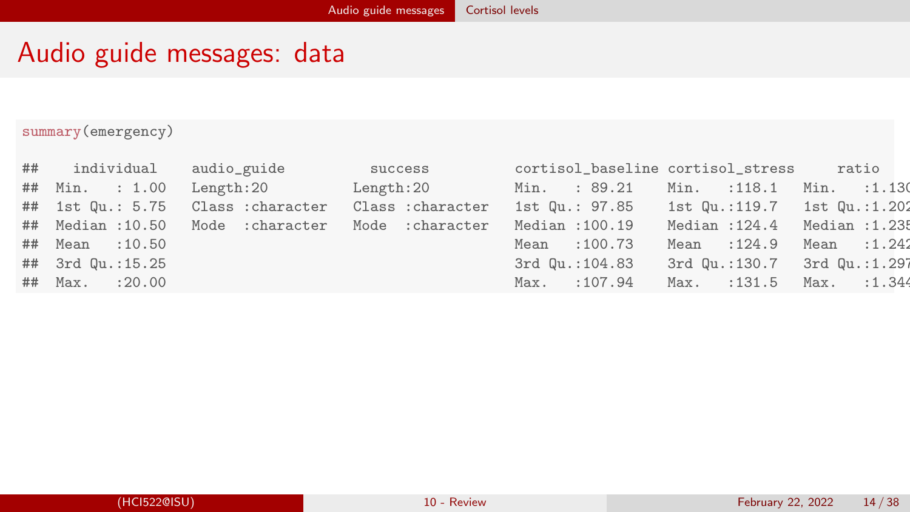# Audio guide messages: data

```
summary(emergency)
```

```
##    individual    audio_guide           success            cortisol_baseline cortisol_stress     ratio
##  Min.   : 1.00   Length:20          Length:20          Min.   : 89.21   Min.   :118.1   Min.   :1.130
##  1st Qu.: 5.75   Class :character   Class :character   1st Qu.: 97.85   1st Qu.:119.7   1st Qu.:1.202
##  Median :10.50   Mode  :character   Mode  :character   Median :100.19   Median :124.4   Median :1.235
##  Mean   :10.50                                         Mean   :100.73   Mean   :124.9   Mean   :1.242
##  3rd Qu.:15.25                                         3rd Qu.:104.83   3rd Qu.:130.7   3rd Qu.:1.297
##  Max.   :20.00                                         Max.   :107.94   Max.   :131.5   Max.   :1.344
```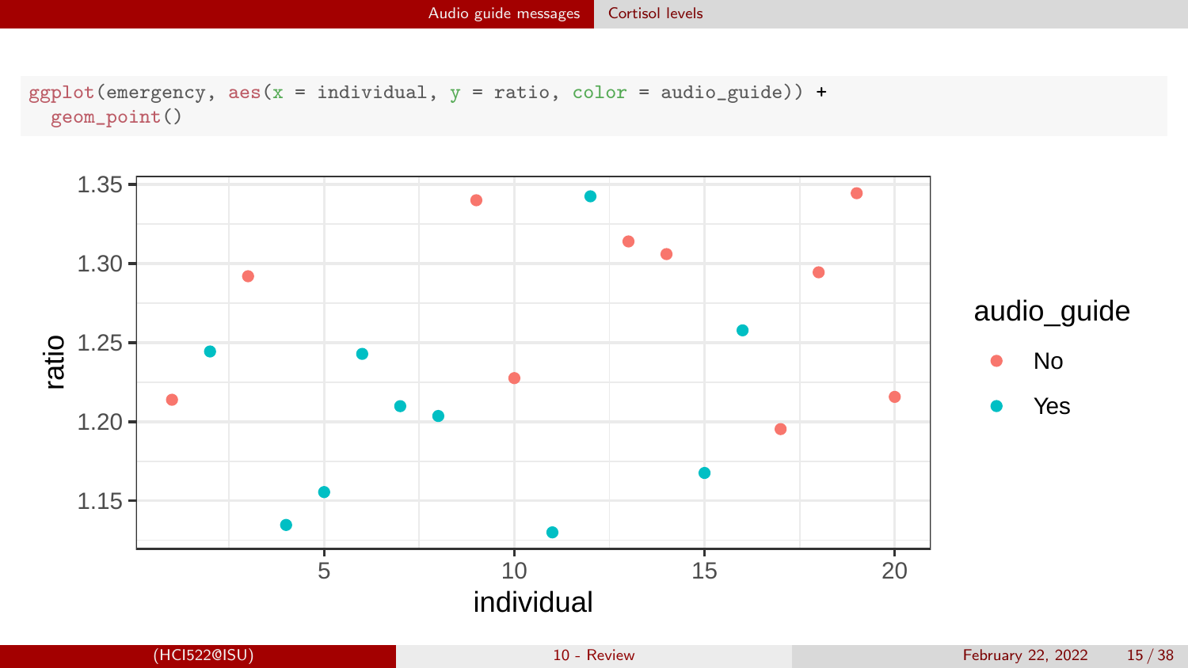```r
ggplot(emergency, aes(x = individual, y = ratio, color = audio_guide)) +
  geom_point()
```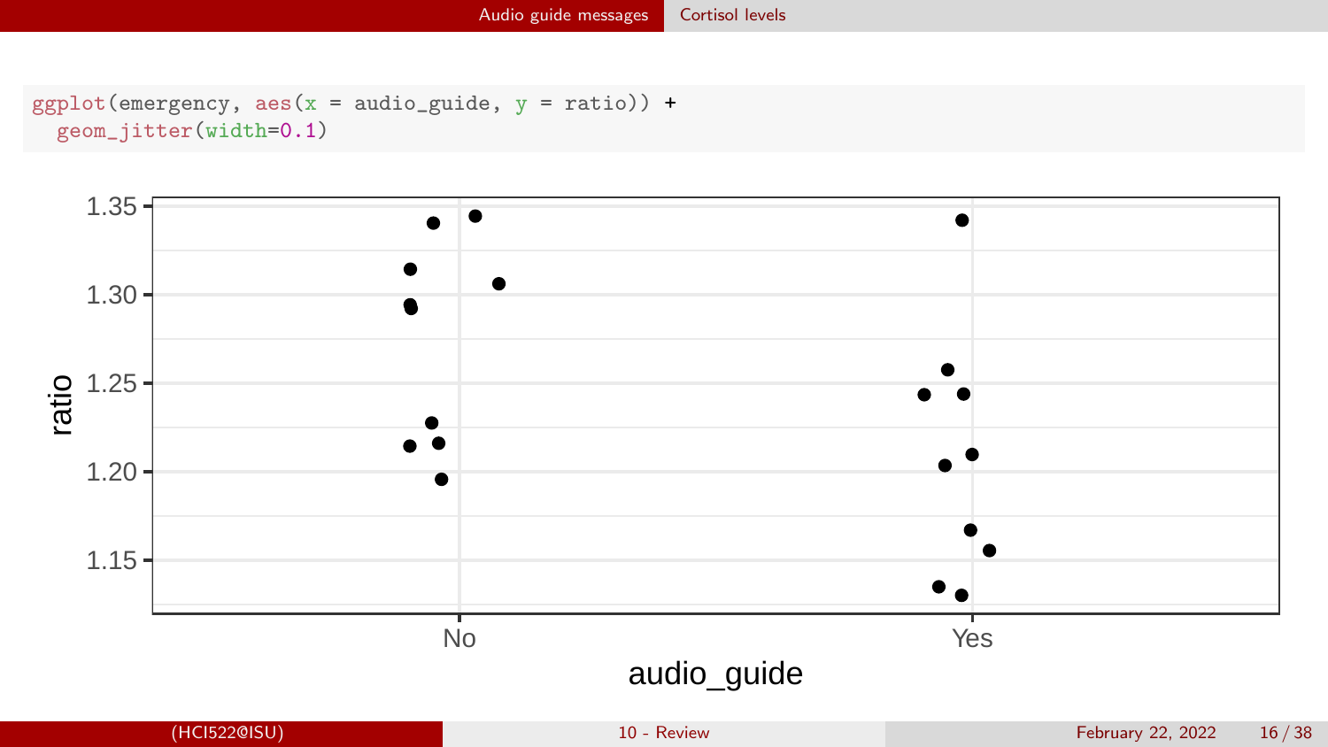```
ggplot(emergency, aes(x = audio_guide, y = ratio)) +
  geom_jitter(width=0.1)
```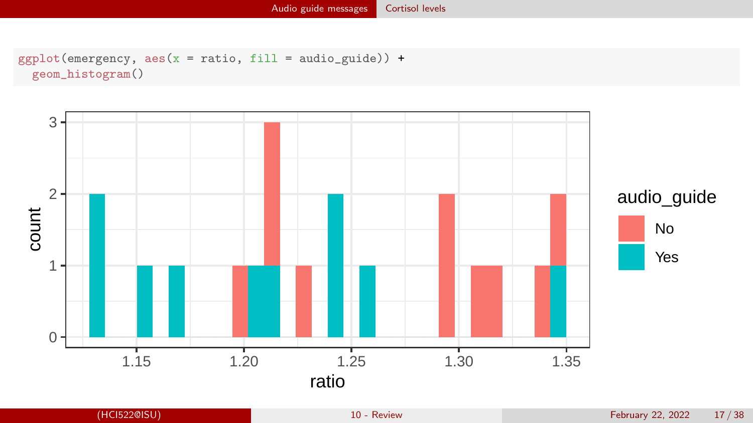```r
ggplot(emergency, aes(x = ratio, fill = audio_guide)) +
  geom_histogram()
```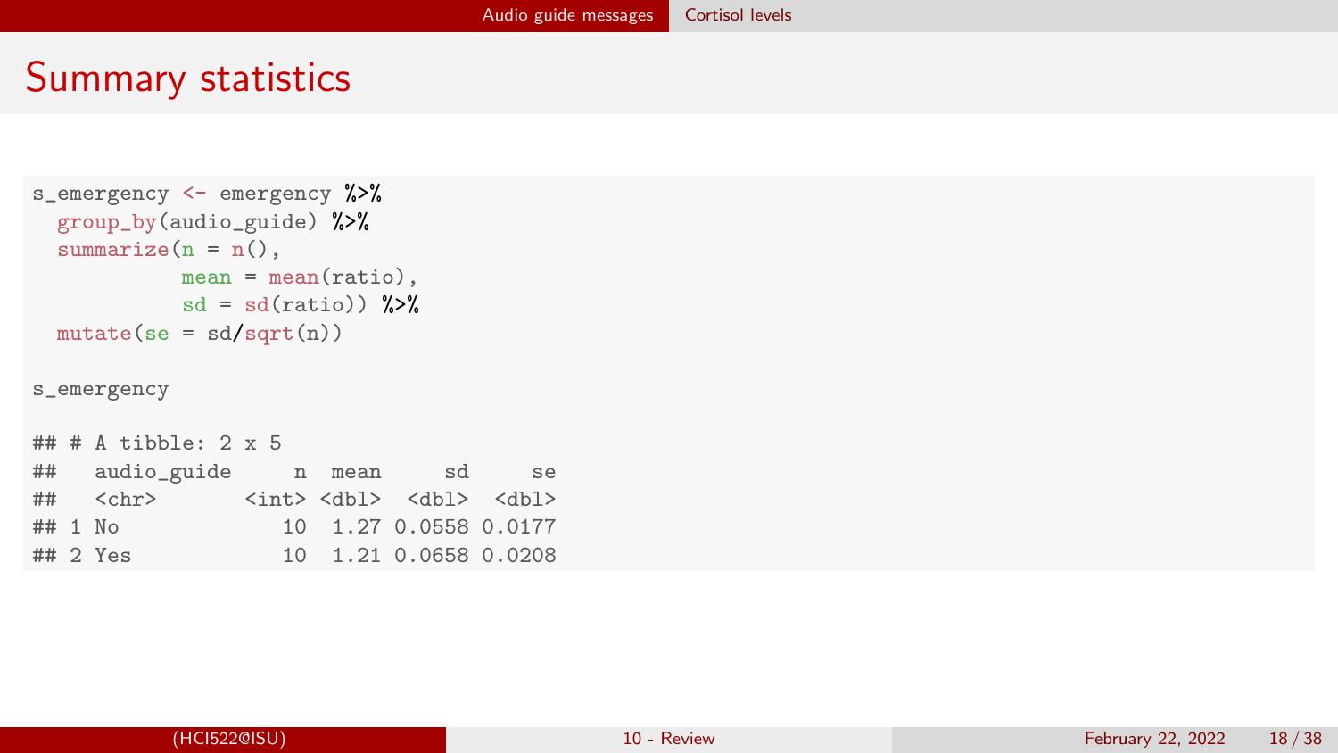# Summary statistics

```
s_emergency <- emergency %>%
  group_by(audio_guide) %>%
  summarize(n = n(),
            mean = mean(ratio),
            sd = sd(ratio)) %>%
  mutate(se = sd/sqrt(n))

s_emergency

## # A tibble: 2 x 5
##   audio_guide     n  mean     sd     se
##   <chr>       <int> <dbl>  <dbl>  <dbl>
## 1 No             10  1.27 0.0558 0.0177
## 2 Yes            10  1.21 0.0658 0.0208
```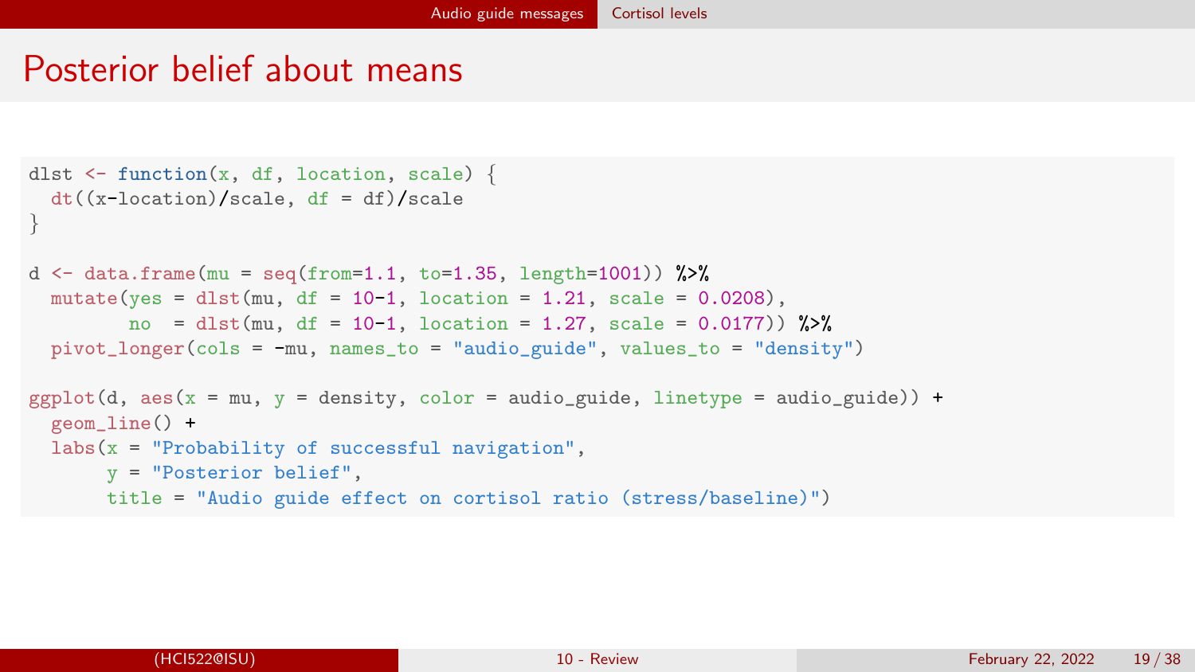# Posterior belief about means

```
dlst <- function(x, df, location, scale) {
  dt((x-location)/scale, df = df)/scale
}

d <- data.frame(mu = seq(from=1.1, to=1.35, length=1001)) %>%
  mutate(yes = dlst(mu, df = 10-1, location = 1.21, scale = 0.0208),
         no  = dlst(mu, df = 10-1, location = 1.27, scale = 0.0177)) %>%
  pivot_longer(cols = -mu, names_to = "audio_guide", values_to = "density")

ggplot(d, aes(x = mu, y = density, color = audio_guide, linetype = audio_guide)) +
  geom_line() +
  labs(x = "Probability of successful navigation",
       y = "Posterior belief",
       title = "Audio guide effect on cortisol ratio (stress/baseline)")
```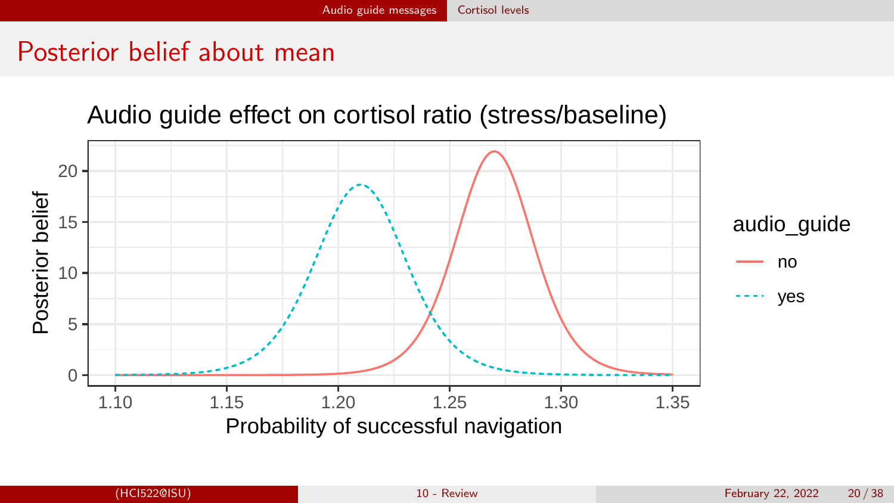# Posterior belief about mean

Audio guide effect on cortisol ratio (stress/baseline)

Posterior belief

Probability of successful navigation

audio_guide

- no
- yes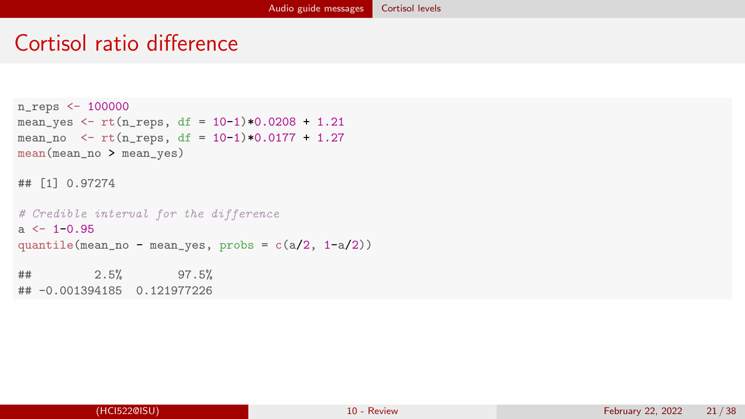# Cortisol ratio difference

```
n_reps <- 100000
mean_yes <- rt(n_reps, df = 10-1)*0.0208 + 1.21
mean_no  <- rt(n_reps, df = 10-1)*0.0177 + 1.27
mean(mean_no > mean_yes)

## [1] 0.97274

# Credible interval for the difference
a <- 1-0.95
quantile(mean_no - mean_yes, probs = c(a/2, 1-a/2))

##         2.5%        97.5%
## -0.001394185  0.121977226
```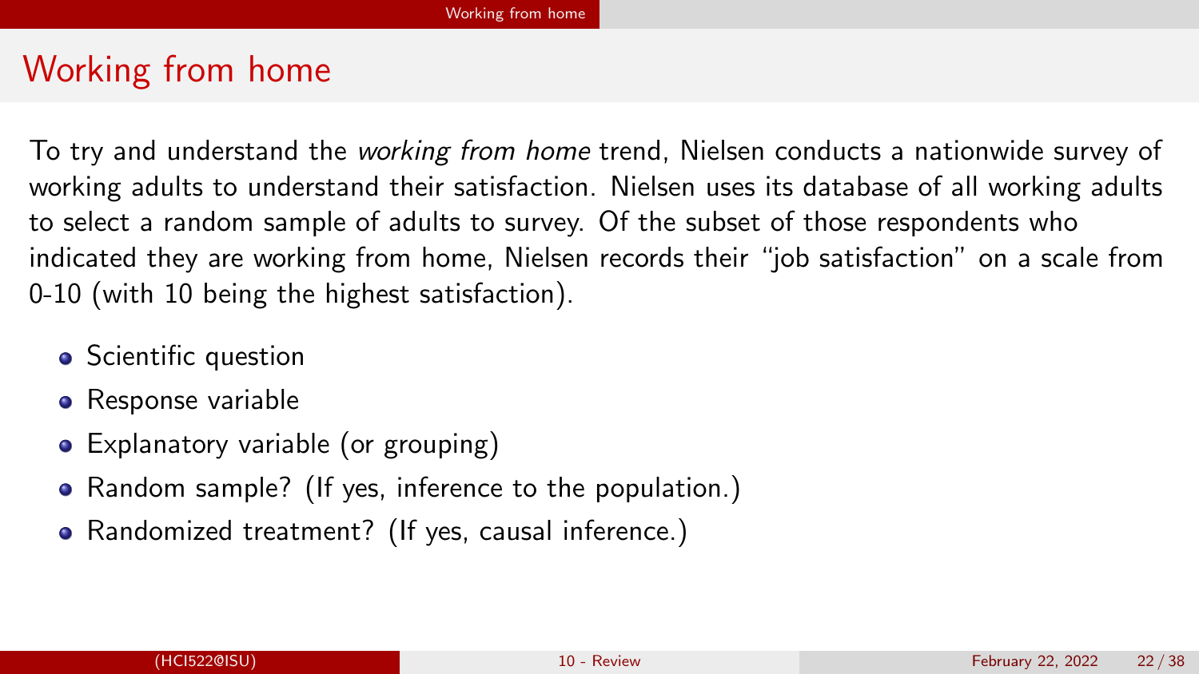# Working from home

To try and understand the *working from home* trend, Nielsen conducts a nationwide survey of working adults to understand their satisfaction. Nielsen uses its database of all working adults to select a random sample of adults to survey. Of the subset of those respondents who indicated they are working from home, Nielsen records their "job satisfaction" on a scale from 0-10 (with 10 being the highest satisfaction).

- Scientific question
- Response variable
- Explanatory variable (or grouping)
- Random sample? (If yes, inference to the population.)
- Randomized treatment? (If yes, causal inference.)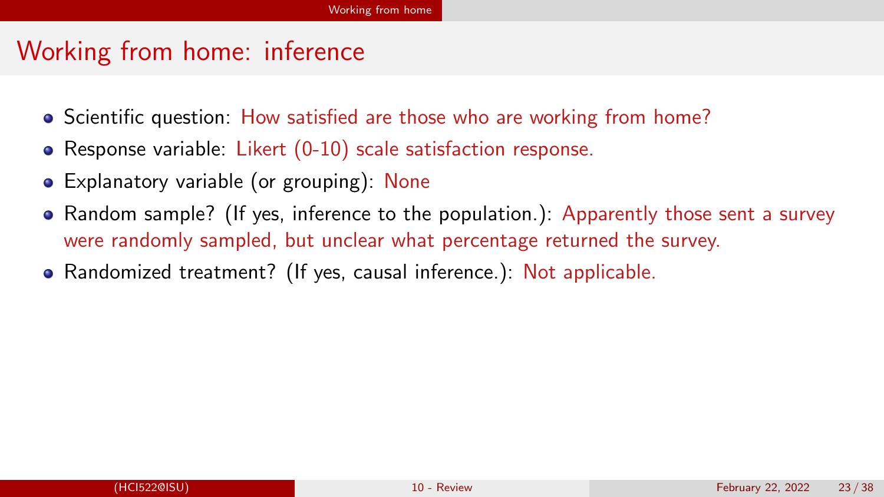# Working from home: inference

- Scientific question: How satisfied are those who are working from home?
- Response variable: Likert (0-10) scale satisfaction response.
- Explanatory variable (or grouping): None
- Random sample? (If yes, inference to the population.): Apparently those sent a survey were randomly sampled, but unclear what percentage returned the survey.
- Randomized treatment? (If yes, causal inference.): Not applicable.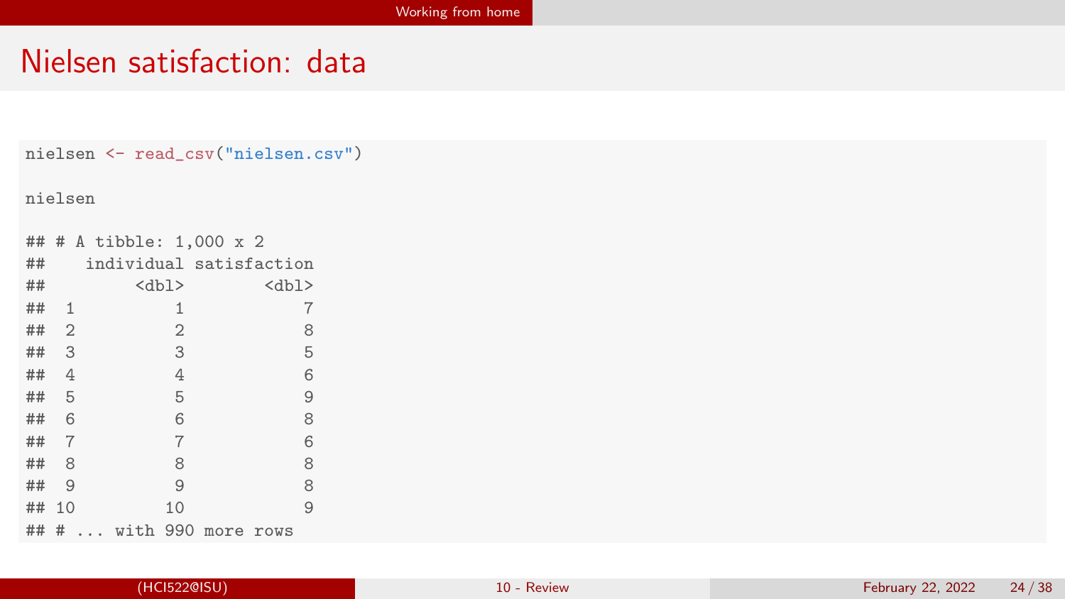# Nielsen satisfaction: data

```
nielsen <- read_csv("nielsen.csv")

nielsen

## # A tibble: 1,000 x 2
##    individual satisfaction
##         <dbl>        <dbl>
##  1          1            7
##  2          2            8
##  3          3            5
##  4          4            6
##  5          5            9
##  6          6            8
##  7          7            6
##  8          8            8
##  9          9            8
## 10         10            9
## # ... with 990 more rows
```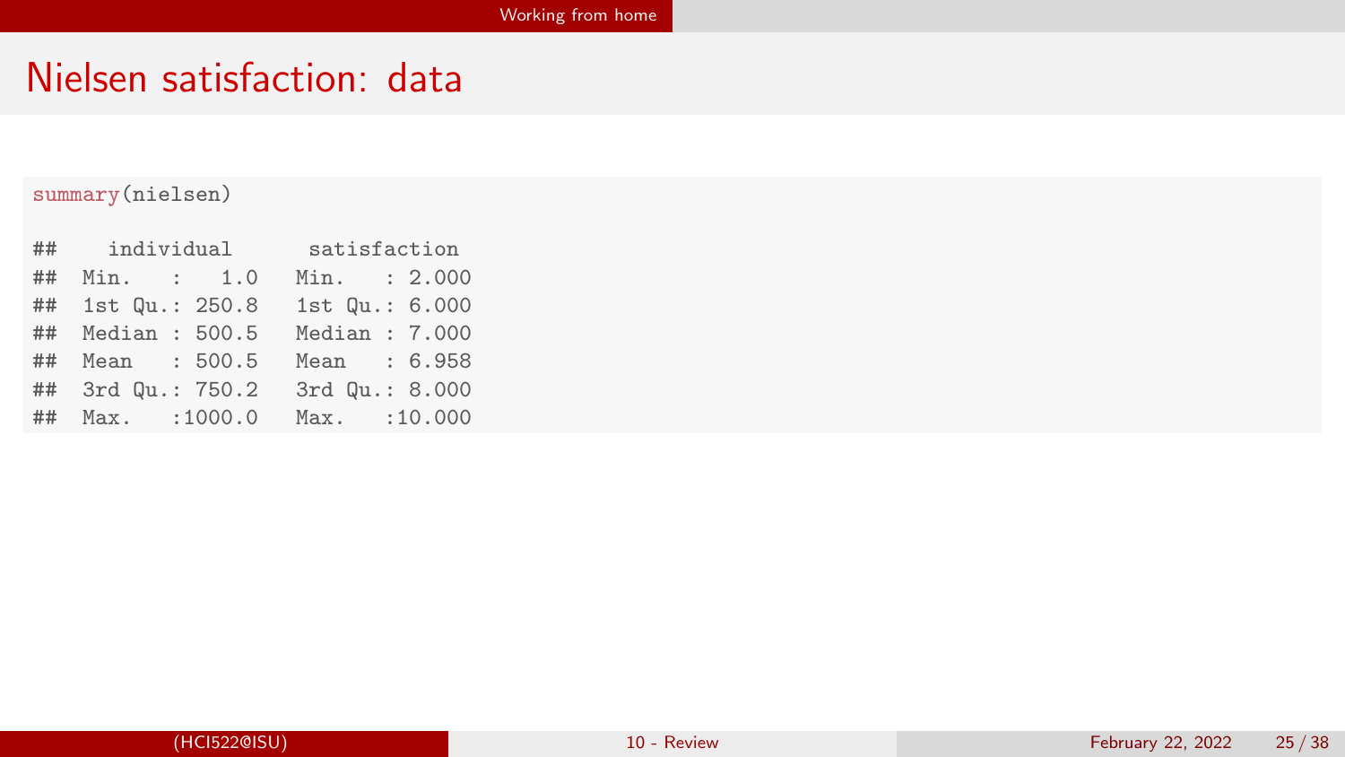# Nielsen satisfaction: data

```
summary(nielsen)

##    individual      satisfaction
##  Min.   :   1.0   Min.   : 2.000
##  1st Qu.: 250.8   1st Qu.: 6.000
##  Median : 500.5   Median : 7.000
##  Mean   : 500.5   Mean   : 6.958
##  3rd Qu.: 750.2   3rd Qu.: 8.000
##  Max.   :1000.0   Max.   :10.000
```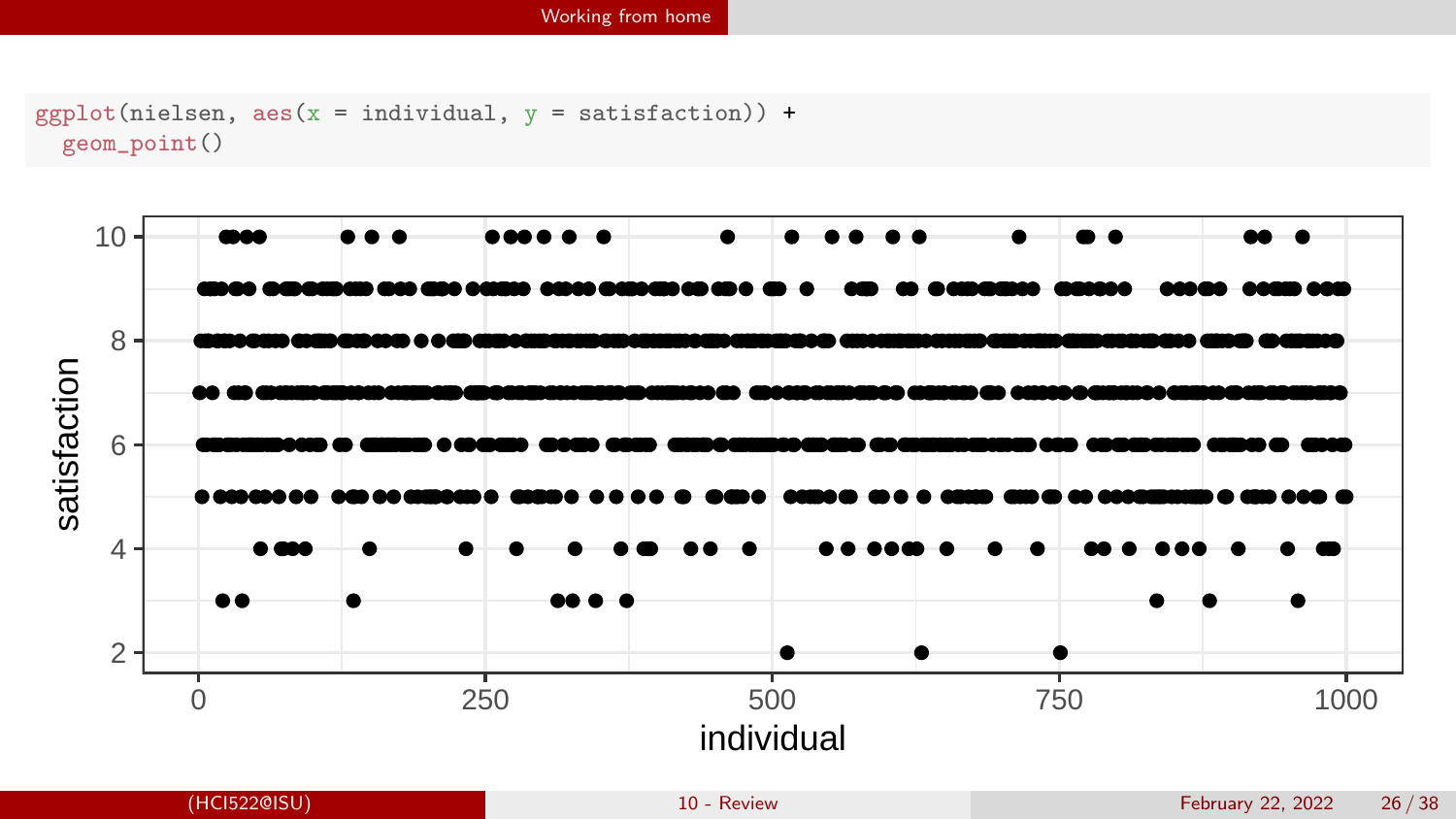```
ggplot(nielsen, aes(x = individual, y = satisfaction)) +
  geom_point()
```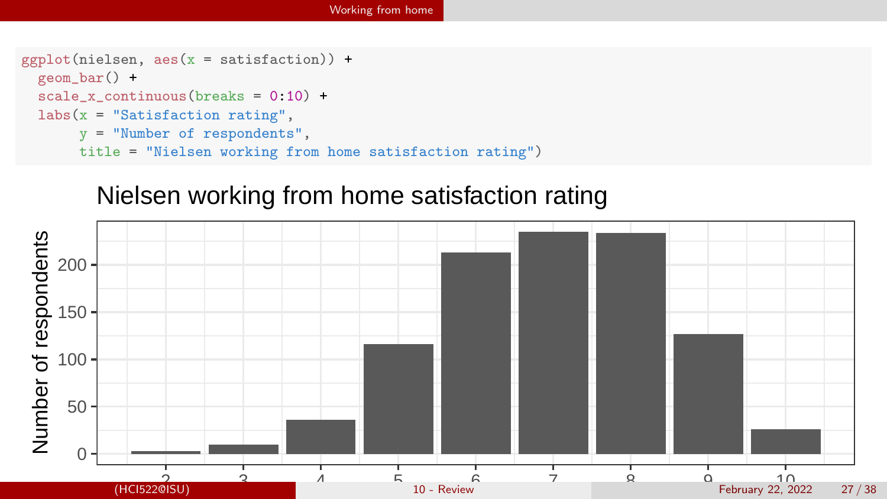```
ggplot(nielsen, aes(x = satisfaction)) +
  geom_bar() +
  scale_x_continuous(breaks = 0:10) +
  labs(x = "Satisfaction rating",
       y = "Number of respondents",
       title = "Nielsen working from home satisfaction rating")
```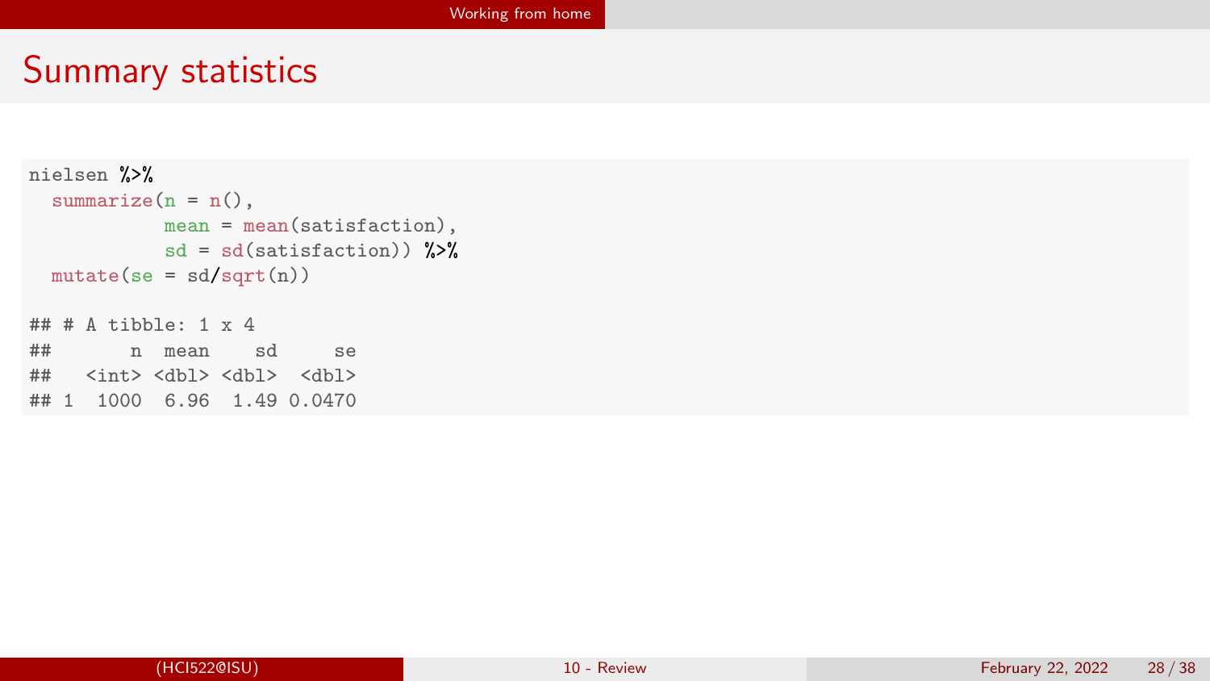# Summary statistics

```
nielsen %>%
  summarize(n = n(),
            mean = mean(satisfaction),
            sd = sd(satisfaction)) %>%
  mutate(se = sd/sqrt(n))

## # A tibble: 1 x 4
##       n  mean    sd     se
##   <int> <dbl> <dbl>  <dbl>
## 1  1000  6.96  1.49 0.0470
```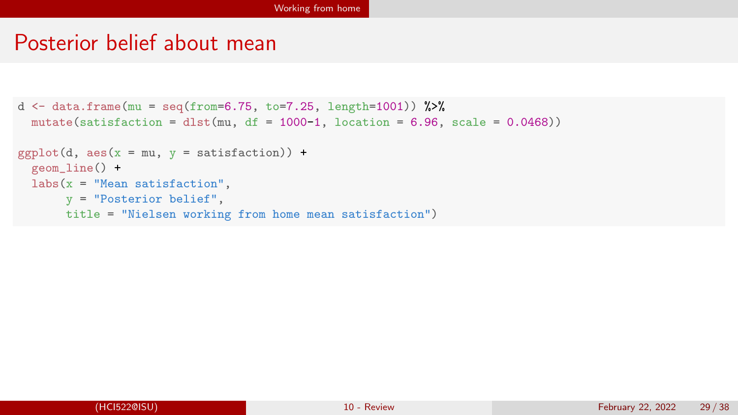# Posterior belief about mean

```
d <- data.frame(mu = seq(from=6.75, to=7.25, length=1001)) %>%
  mutate(satisfaction = dlst(mu, df = 1000-1, location = 6.96, scale = 0.0468))

ggplot(d, aes(x = mu, y = satisfaction)) +
  geom_line() +
  labs(x = "Mean satisfaction",
       y = "Posterior belief",
       title = "Nielsen working from home mean satisfaction")
```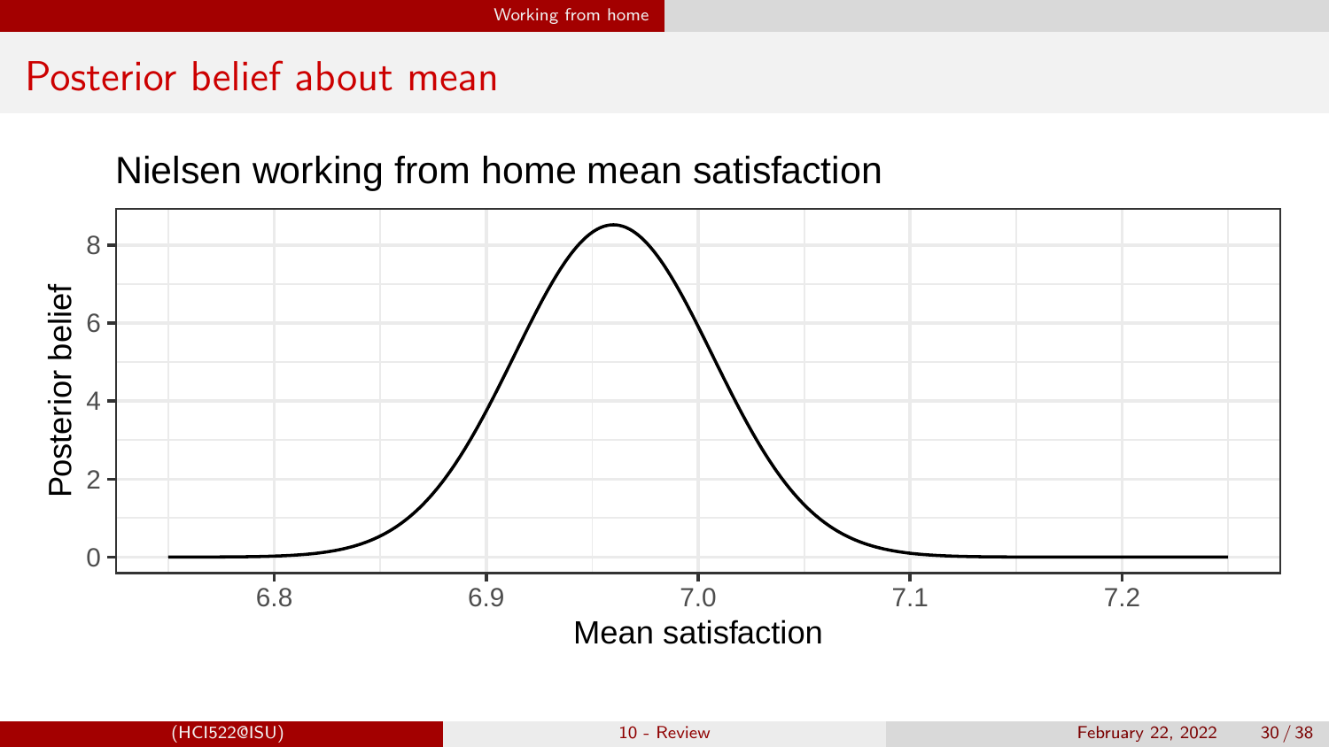# Posterior belief about mean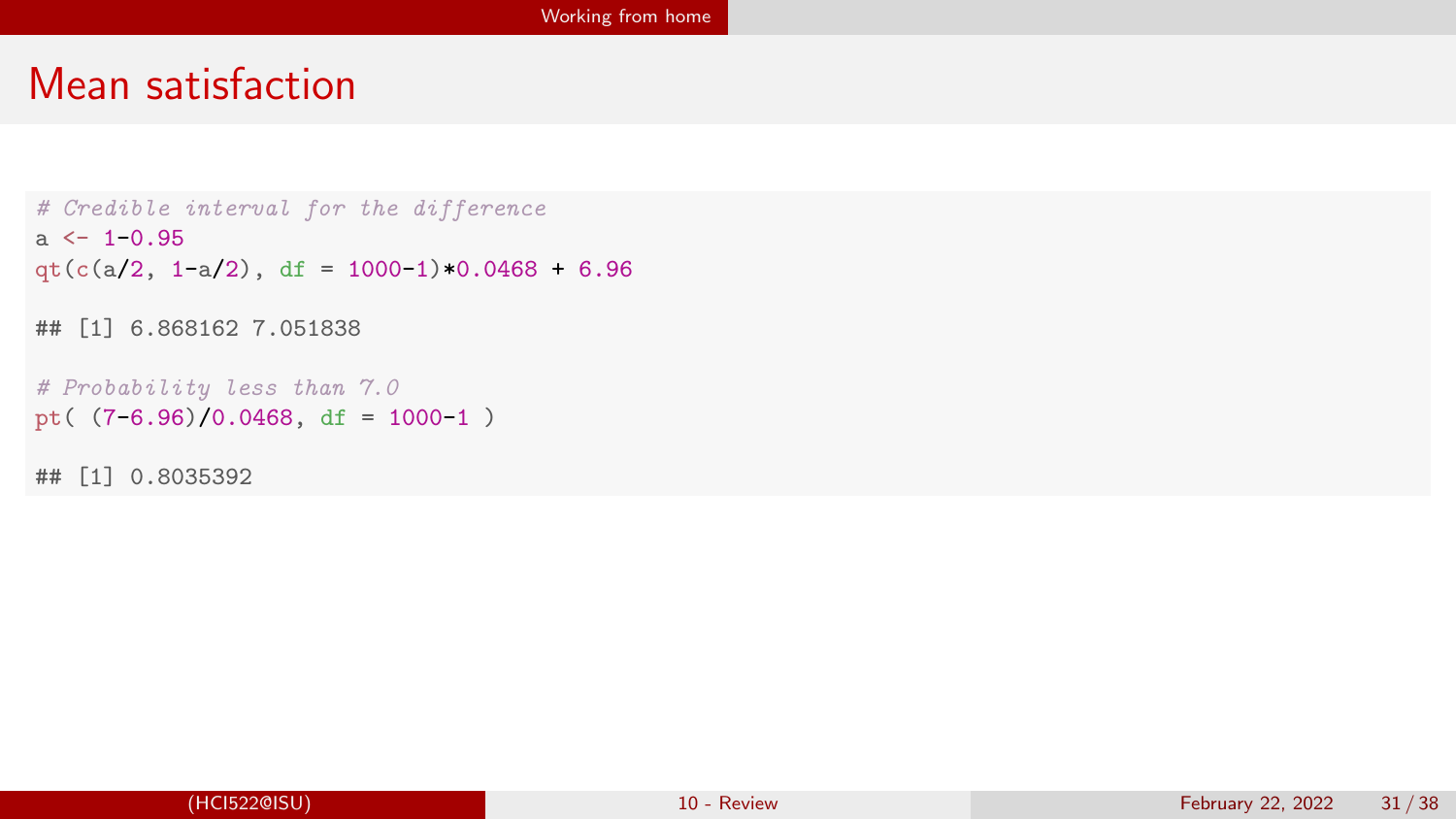# Mean satisfaction

```
# Credible interval for the difference
a <- 1-0.95
qt(c(a/2, 1-a/2), df = 1000-1)*0.0468 + 6.96

## [1] 6.868162 7.051838

# Probability less than 7.0
pt( (7-6.96)/0.0468, df = 1000-1 )

## [1] 0.8035392
```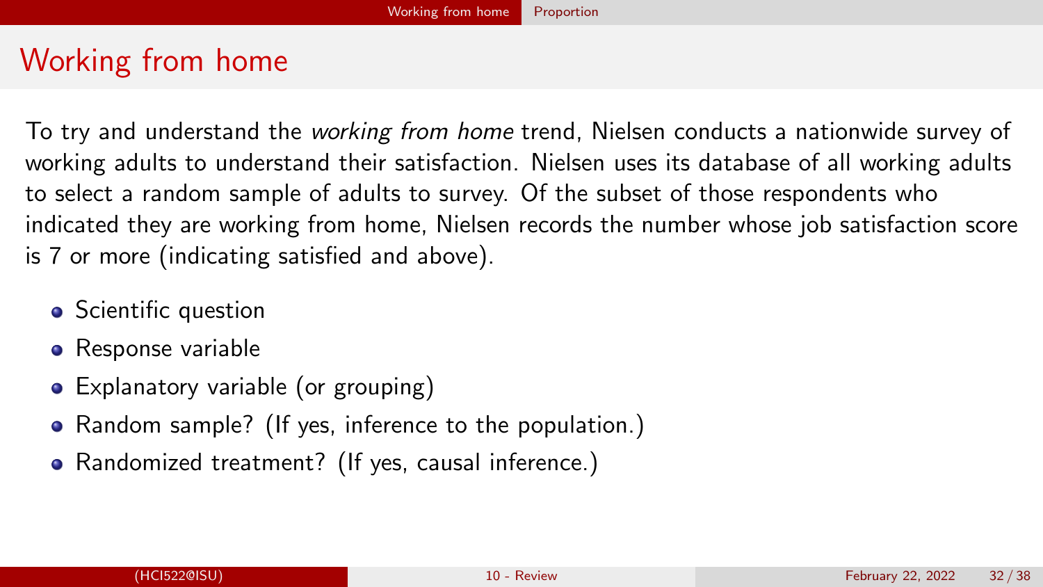# Working from home

To try and understand the *working from home* trend, Nielsen conducts a nationwide survey of working adults to understand their satisfaction. Nielsen uses its database of all working adults to select a random sample of adults to survey. Of the subset of those respondents who indicated they are working from home, Nielsen records the number whose job satisfaction score is 7 or more (indicating satisfied and above).

- Scientific question
- Response variable
- Explanatory variable (or grouping)
- Random sample? (If yes, inference to the population.)
- Randomized treatment? (If yes, causal inference.)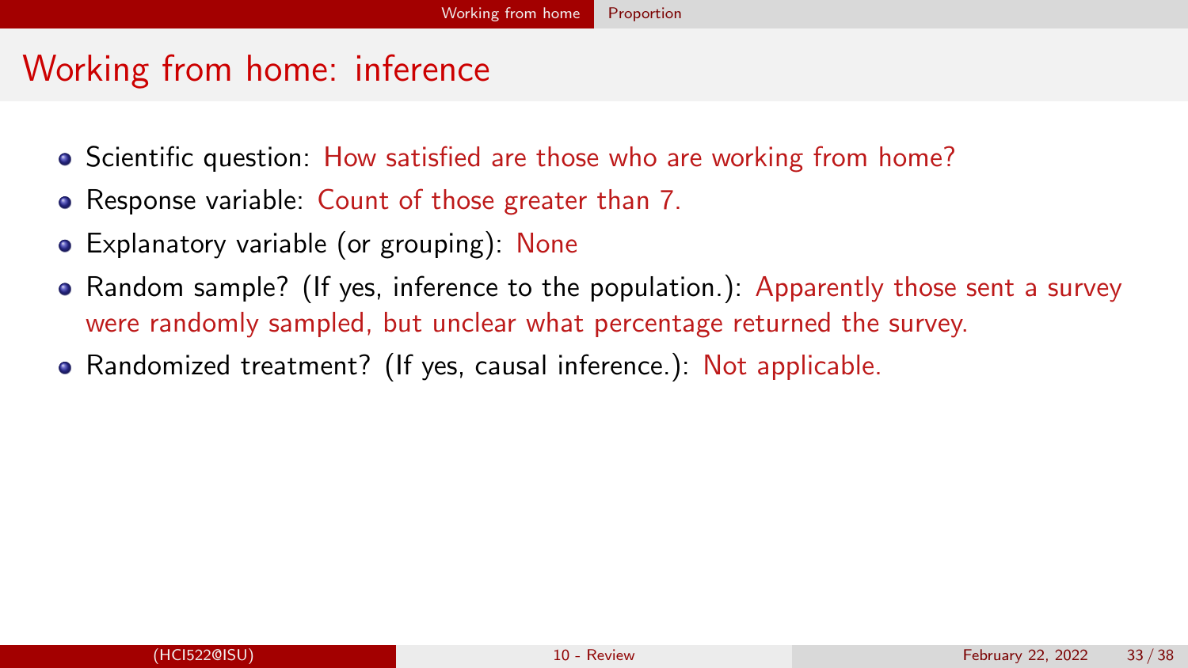# Working from home: inference

- Scientific question: How satisfied are those who are working from home?
- Response variable: Count of those greater than 7.
- Explanatory variable (or grouping): None
- Random sample? (If yes, inference to the population.): Apparently those sent a survey were randomly sampled, but unclear what percentage returned the survey.
- Randomized treatment? (If yes, causal inference.): Not applicable.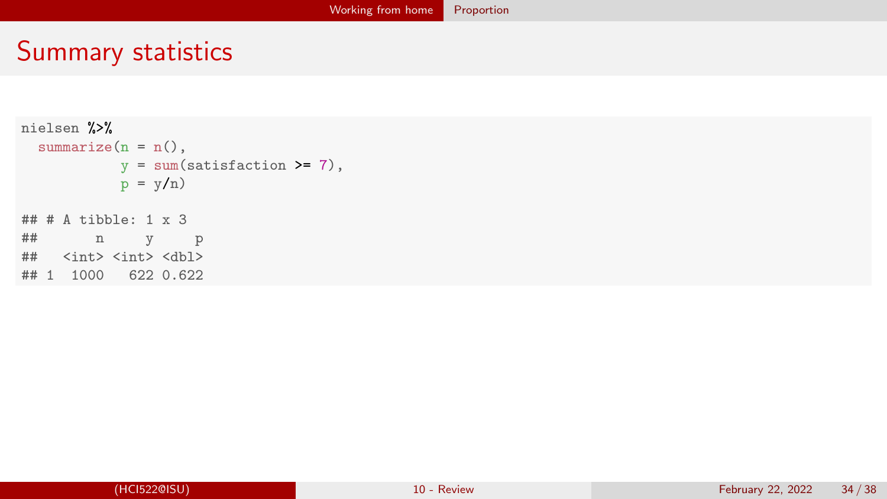# Summary statistics

```
nielsen %>%
  summarize(n = n(),
            y = sum(satisfaction >= 7),
            p = y/n)

## # A tibble: 1 x 3
##       n     y     p
##   <int> <int> <dbl>
## 1  1000   622 0.622
```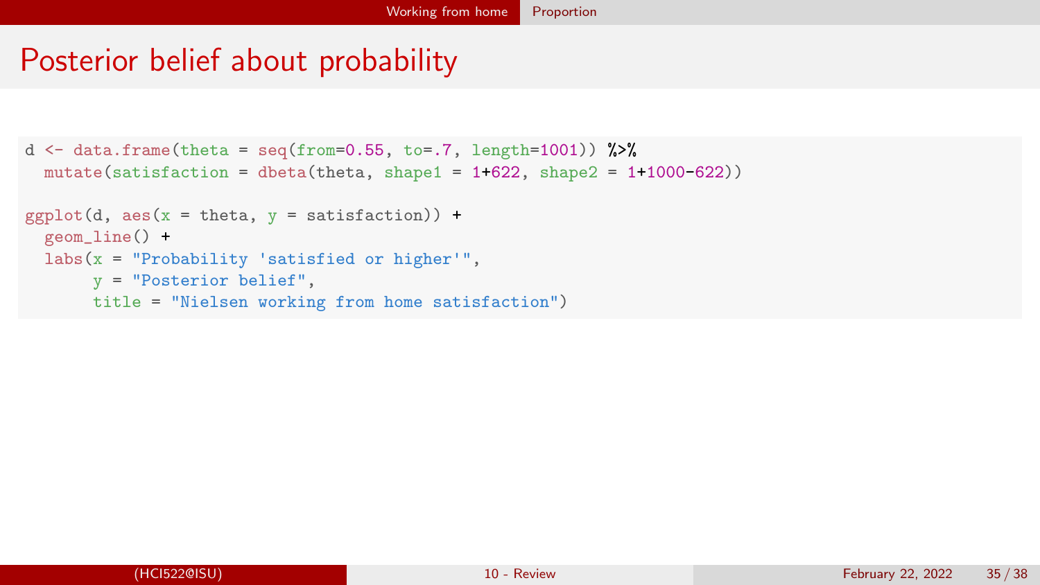# Posterior belief about probability

```
d <- data.frame(theta = seq(from=0.55, to=.7, length=1001)) %>%
  mutate(satisfaction = dbeta(theta, shape1 = 1+622, shape2 = 1+1000-622))

ggplot(d, aes(x = theta, y = satisfaction)) +
  geom_line() +
  labs(x = "Probability 'satisfied or higher'",
       y = "Posterior belief",
       title = "Nielsen working from home satisfaction")
```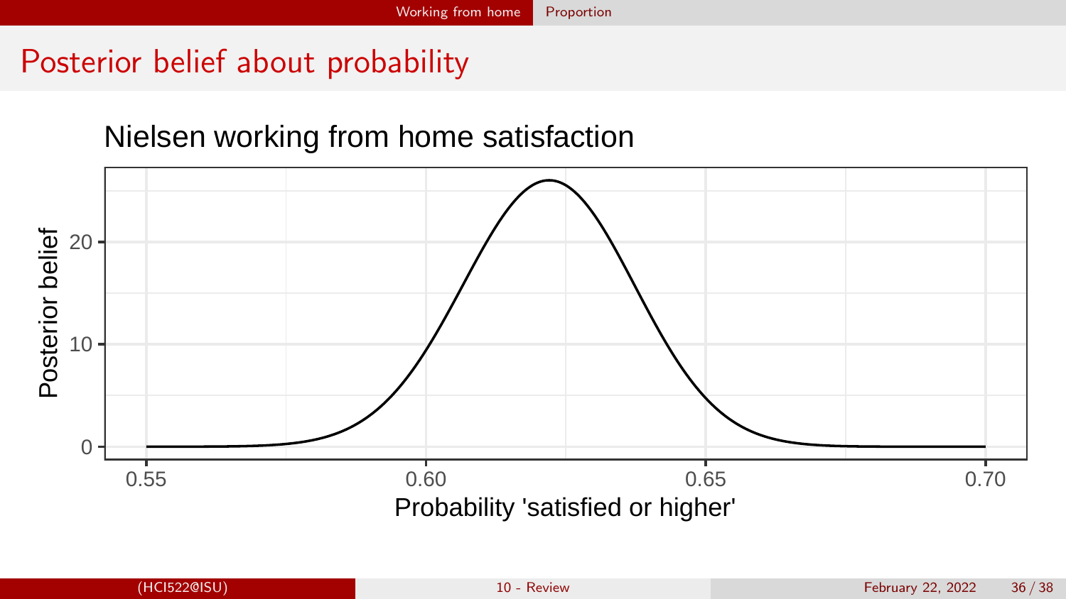# Posterior belief about probability

Nielsen working from home satisfaction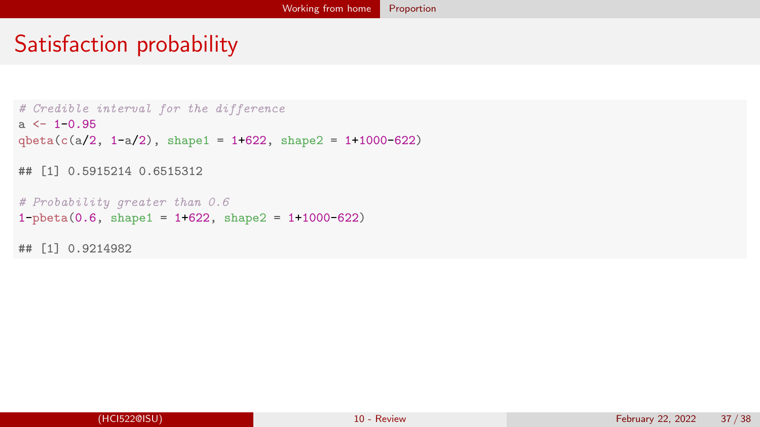# Satisfaction probability

```r
# Credible interval for the difference
a <- 1-0.95
qbeta(c(a/2, 1-a/2), shape1 = 1+622, shape2 = 1+1000-622)

## [1] 0.5915214 0.6515312

# Probability greater than 0.6
1-pbeta(0.6, shape1 = 1+622, shape2 = 1+1000-622)

## [1] 0.9214982
```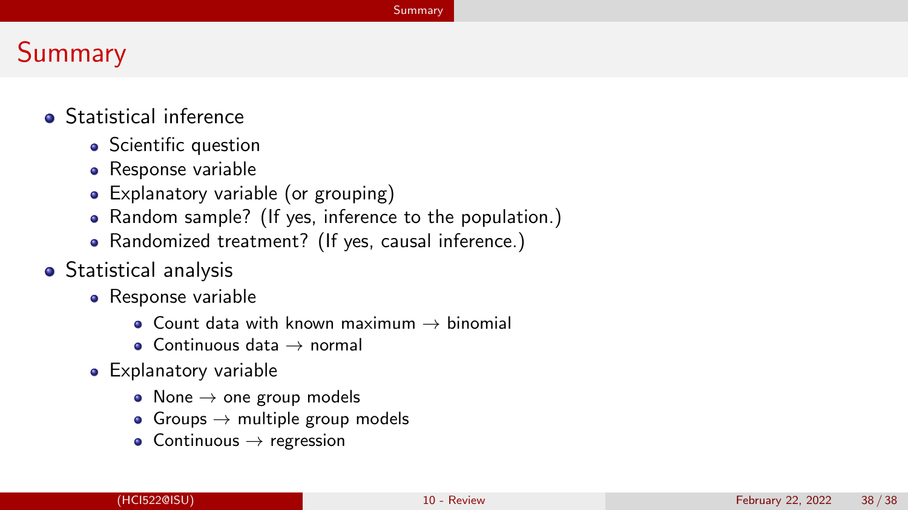# Summary

- Statistical inference
  - Scientific question
  - Response variable
  - Explanatory variable (or grouping)
  - Random sample? (If yes, inference to the population.)
  - Randomized treatment? (If yes, causal inference.)
- Statistical analysis
  - Response variable
    - Count data with known maximum → binomial
    - Continuous data → normal
  - Explanatory variable
    - None → one group models
    - Groups → multiple group models
    - Continuous → regression